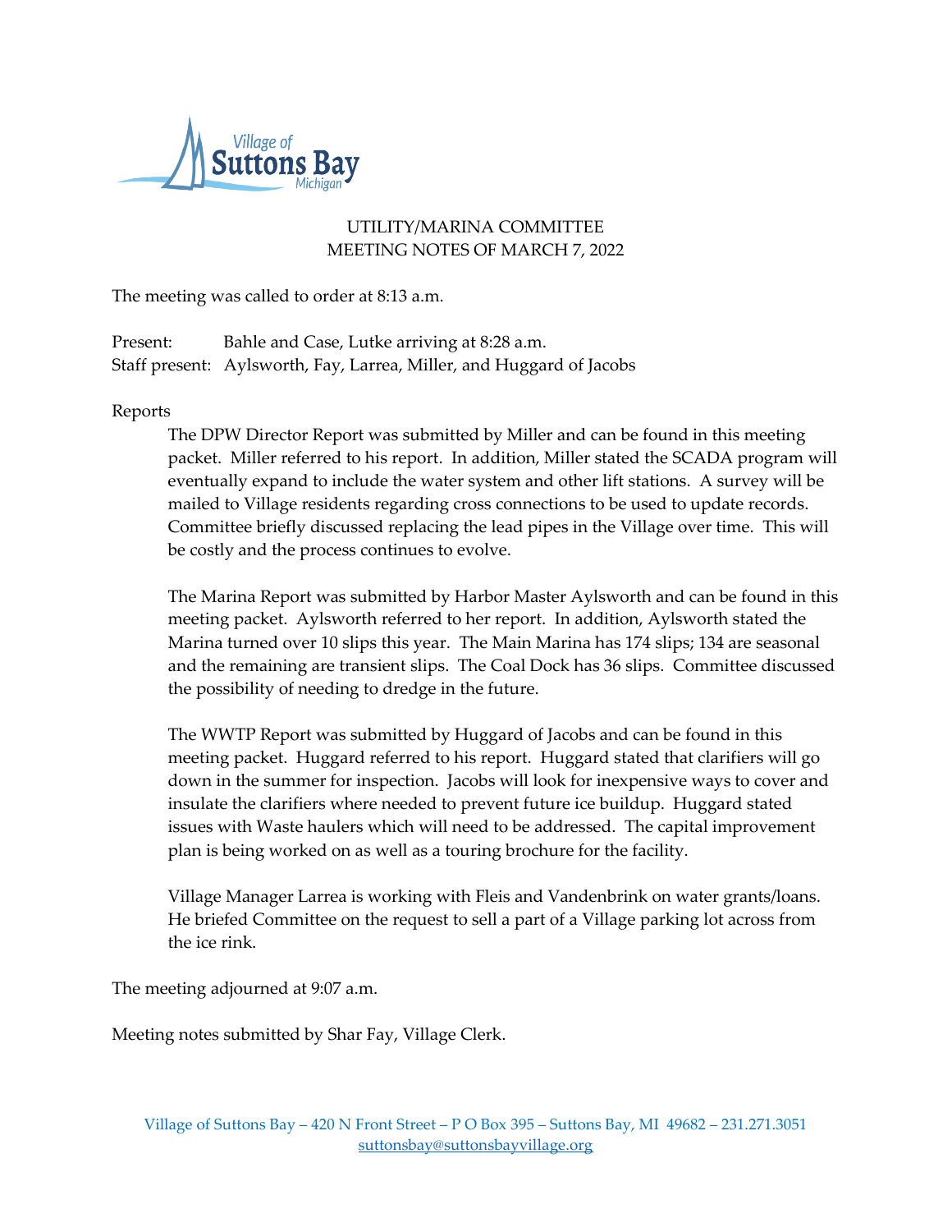Village of Suttons Bay Michigan

UTILITY/MARINA COMMITTEE
MEETING NOTES OF MARCH 7, 2022

The meeting was called to order at 8:13 a.m.

Present: Bahle and Case, Lutke arriving at 8:28 a.m.
Staff present: Aylsworth, Fay, Larrea, Miller, and Huggard of Jacobs

Reports

The DPW Director Report was submitted by Miller and can be found in this meeting packet. Miller referred to his report. In addition, Miller stated the SCADA program will eventually expand to include the water system and other lift stations. A survey will be mailed to Village residents regarding cross connections to be used to update records. Committee briefly discussed replacing the lead pipes in the Village over time. This will be costly and the process continues to evolve.

The Marina Report was submitted by Harbor Master Aylsworth and can be found in this meeting packet. Aylsworth referred to her report. In addition, Aylsworth stated the Marina turned over 10 slips this year. The Main Marina has 174 slips; 134 are seasonal and the remaining are transient slips. The Coal Dock has 36 slips. Committee discussed the possibility of needing to dredge in the future.

The WWTP Report was submitted by Huggard of Jacobs and can be found in this meeting packet. Huggard referred to his report. Huggard stated that clarifiers will go down in the summer for inspection. Jacobs will look for inexpensive ways to cover and insulate the clarifiers where needed to prevent future ice buildup. Huggard stated issues with Waste haulers which will need to be addressed. The capital improvement plan is being worked on as well as a touring brochure for the facility.

Village Manager Larrea is working with Fleis and Vandenbrink on water grants/loans. He briefed Committee on the request to sell a part of a Village parking lot across from the ice rink.

The meeting adjourned at 9:07 a.m.

Meeting notes submitted by Shar Fay, Village Clerk.

Village of Suttons Bay – 420 N Front Street – P O Box 395 – Suttons Bay, MI 49682 – 231.271.3051
suttonsbay@suttonsbayvillage.org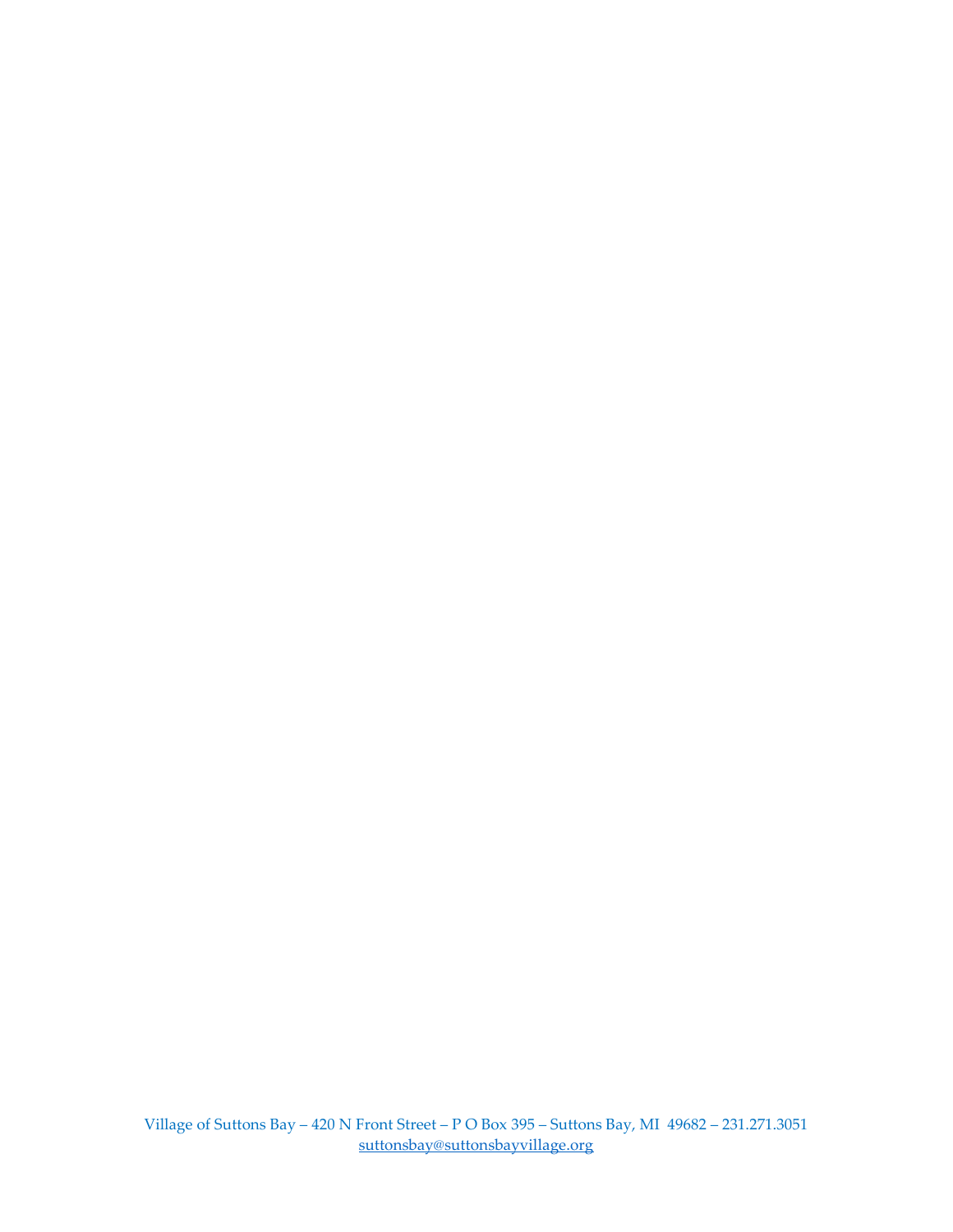Village of Suttons Bay – 420 N Front Street – P O Box 395 – Suttons Bay, MI 49682 – 231.271.3051
suttonsbay@suttonsbayvillage.org